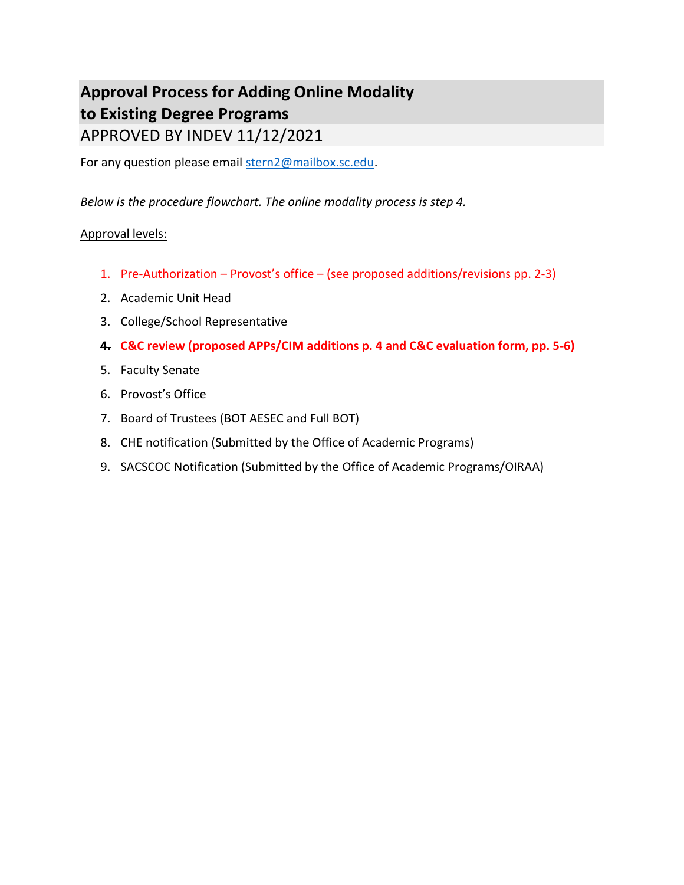# Approval Process for Adding Online Modality to Existing Degree Programs

APPROVED BY INDEV 11/12/2021

For any question please email [stern2@mailbox.sc.edu](mailto:stern2@mailbox.sc.edu).

*Below is the procedure flowchart. The online modality process is step 4.*

Approval levels:

1. Pre-Authorization – Provost's office – (see proposed additions/revisions pp. 2-3)
2. Academic Unit Head
3. College/School Representative
4. **C&C review (proposed APPs/CIM additions p. 4 and C&C evaluation form, pp. 5-6)**
5. Faculty Senate
6. Provost's Office
7. Board of Trustees (BOT AESEC and Full BOT)
8. CHE notification (Submitted by the Office of Academic Programs)
9. SACSCOC Notification (Submitted by the Office of Academic Programs/OIRAA)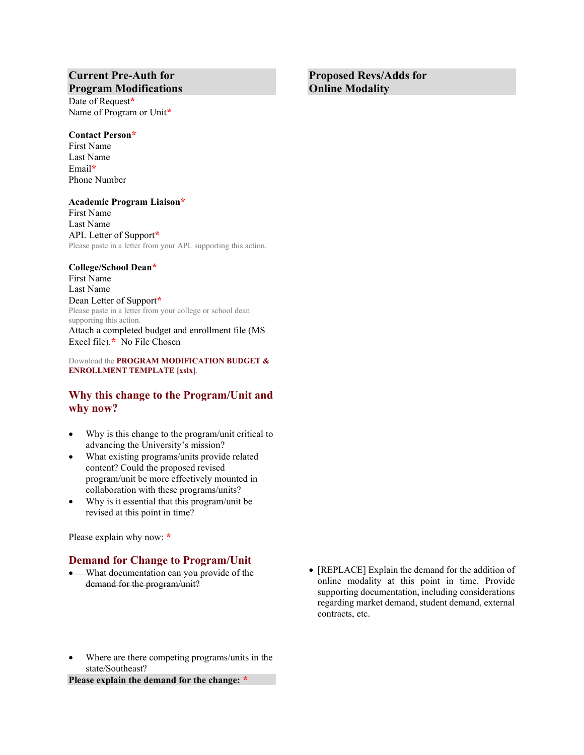| **Current Pre-Auth for Program Modifications** | **Proposed Revs/Adds for Online Modality** |
|---|---|

Date of Request*
Name of Program or Unit*

**Contact Person***
First Name
Last Name
Email*
Phone Number

**Academic Program Liaison***
First Name
Last Name
APL Letter of Support*
Please paste in a letter from your APL supporting this action.

**College/School Dean***
First Name
Last Name
Dean Letter of Support*
Please paste in a letter from your college or school dean supporting this action.
Attach a completed budget and enrollment file (MS Excel file).* No File Chosen

Download the **PROGRAM MODIFICATION BUDGET & ENROLLMENT TEMPLATE [xslx]**.

## Why this change to the Program/Unit and why now?

- Why is this change to the program/unit critical to advancing the University's mission?
- What existing programs/units provide related content? Could the proposed revised program/unit be more effectively mounted in collaboration with these programs/units?
- Why is it essential that this program/unit be revised at this point in time?

Please explain why now: *

## Demand for Change to Program/Unit

- ~~What documentation can you provide of the demand for the program/unit?~~

*Proposed Revs/Adds for Online Modality:*

- [REPLACE] Explain the demand for the addition of online modality at this point in time. Provide supporting documentation, including considerations regarding market demand, student demand, external contracts, etc.

- Where are there competing programs/units in the state/Southeast?

**Please explain the demand for the change: ***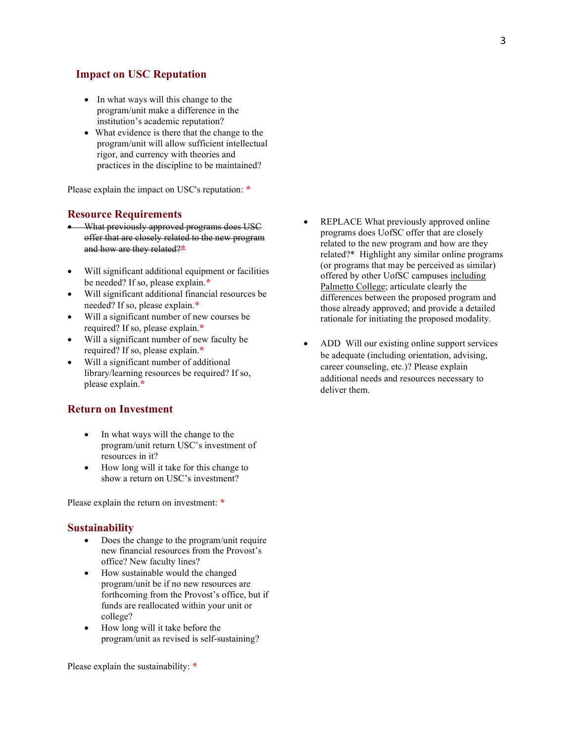## Impact on USC Reputation

- In what ways will this change to the program/unit make a difference in the institution's academic reputation?
- What evidence is there that the change to the program/unit will allow sufficient intellectual rigor, and currency with theories and practices in the discipline to be maintained?

Please explain the impact on USC's reputation: *

## Resource Requirements

- ~~What previously approved programs does USC offer that are closely related to the new program and how are they related?*~~
- Will significant additional equipment or facilities be needed? If so, please explain.*
- Will significant additional financial resources be needed? If so, please explain.*
- Will a significant number of new courses be required? If so, please explain.*
- Will a significant number of new faculty be required? If so, please explain.*
- Will a significant number of additional library/learning resources be required? If so, please explain.*

## Return on Investment

- In what ways will the change to the program/unit return USC's investment of resources in it?
- How long will it take for this change to show a return on USC's investment?

Please explain the return on investment: *

## Sustainability

- Does the change to the program/unit require new financial resources from the Provost's office? New faculty lines?
- How sustainable would the changed program/unit be if no new resources are forthcoming from the Provost's office, but if funds are reallocated within your unit or college?
- How long will it take before the program/unit as revised is self-sustaining?

Please explain the sustainability: *

- REPLACE What previously approved online programs does UofSC offer that are closely related to the new program and how are they related?* Highlight any similar online programs (or programs that may be perceived as similar) offered by other UofSC campuses <u>including Palmetto College</u>; articulate clearly the differences between the proposed program and those already approved; and provide a detailed rationale for initiating the proposed modality.

- ADD Will our existing online support services be adequate (including orientation, advising, career counseling, etc.)? Please explain additional needs and resources necessary to deliver them.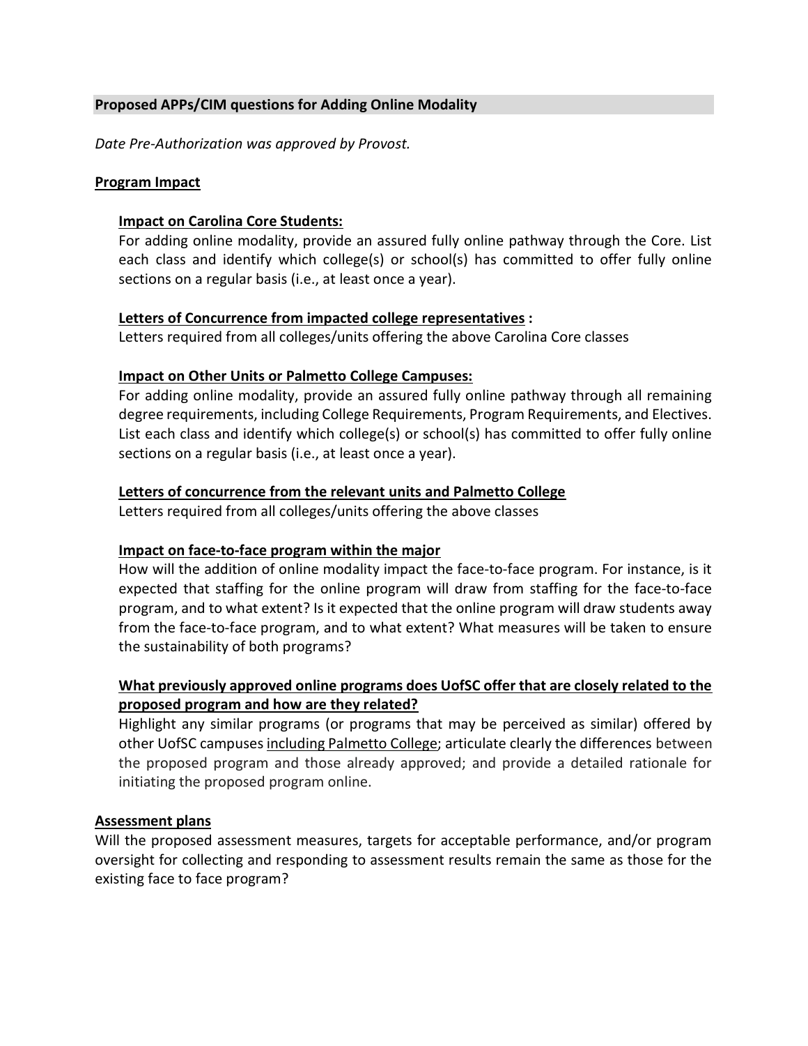**Proposed APPs/CIM questions for Adding Online Modality**

*Date Pre-Authorization was approved by Provost.*

## Program Impact

### Impact on Carolina Core Students:

For adding online modality, provide an assured fully online pathway through the Core. List each class and identify which college(s) or school(s) has committed to offer fully online sections on a regular basis (i.e., at least once a year).

### Letters of Concurrence from impacted college representatives :

Letters required from all colleges/units offering the above Carolina Core classes

### Impact on Other Units or Palmetto College Campuses:

For adding online modality, provide an assured fully online pathway through all remaining degree requirements, including College Requirements, Program Requirements, and Electives. List each class and identify which college(s) or school(s) has committed to offer fully online sections on a regular basis (i.e., at least once a year).

### Letters of concurrence from the relevant units and Palmetto College

Letters required from all colleges/units offering the above classes

### Impact on face-to-face program within the major

How will the addition of online modality impact the face-to-face program. For instance, is it expected that staffing for the online program will draw from staffing for the face-to-face program, and to what extent? Is it expected that the online program will draw students away from the face-to-face program, and to what extent? What measures will be taken to ensure the sustainability of both programs?

### What previously approved online programs does UofSC offer that are closely related to the proposed program and how are they related?

Highlight any similar programs (or programs that may be perceived as similar) offered by other UofSC campuses including Palmetto College; articulate clearly the differences between the proposed program and those already approved; and provide a detailed rationale for initiating the proposed program online.

## Assessment plans

Will the proposed assessment measures, targets for acceptable performance, and/or program oversight for collecting and responding to assessment results remain the same as those for the existing face to face program?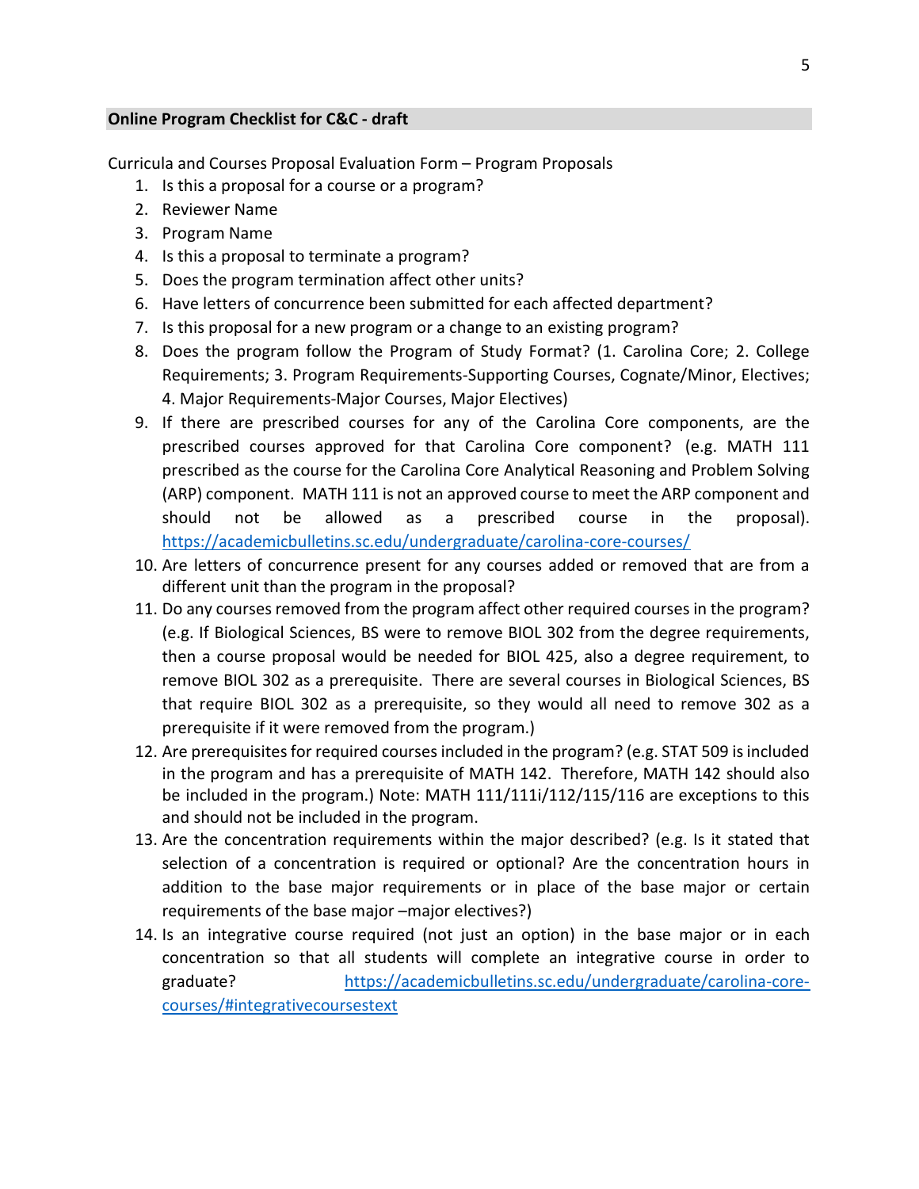## Online Program Checklist for C&C - draft

Curricula and Courses Proposal Evaluation Form – Program Proposals

1. Is this a proposal for a course or a program?
2. Reviewer Name
3. Program Name
4. Is this a proposal to terminate a program?
5. Does the program termination affect other units?
6. Have letters of concurrence been submitted for each affected department?
7. Is this proposal for a new program or a change to an existing program?
8. Does the program follow the Program of Study Format? (1. Carolina Core; 2. College Requirements; 3. Program Requirements-Supporting Courses, Cognate/Minor, Electives; 4. Major Requirements-Major Courses, Major Electives)
9. If there are prescribed courses for any of the Carolina Core components, are the prescribed courses approved for that Carolina Core component? (e.g. MATH 111 prescribed as the course for the Carolina Core Analytical Reasoning and Problem Solving (ARP) component. MATH 111 is not an approved course to meet the ARP component and should not be allowed as a prescribed course in the proposal). https://academicbulletins.sc.edu/undergraduate/carolina-core-courses/
10. Are letters of concurrence present for any courses added or removed that are from a different unit than the program in the proposal?
11. Do any courses removed from the program affect other required courses in the program? (e.g. If Biological Sciences, BS were to remove BIOL 302 from the degree requirements, then a course proposal would be needed for BIOL 425, also a degree requirement, to remove BIOL 302 as a prerequisite. There are several courses in Biological Sciences, BS that require BIOL 302 as a prerequisite, so they would all need to remove 302 as a prerequisite if it were removed from the program.)
12. Are prerequisites for required courses included in the program? (e.g. STAT 509 is included in the program and has a prerequisite of MATH 142. Therefore, MATH 142 should also be included in the program.) Note: MATH 111/111i/112/115/116 are exceptions to this and should not be included in the program.
13. Are the concentration requirements within the major described? (e.g. Is it stated that selection of a concentration is required or optional? Are the concentration hours in addition to the base major requirements or in place of the base major or certain requirements of the base major –major electives?)
14. Is an integrative course required (not just an option) in the base major or in each concentration so that all students will complete an integrative course in order to graduate? https://academicbulletins.sc.edu/undergraduate/carolina-core-courses/#integrativecoursestext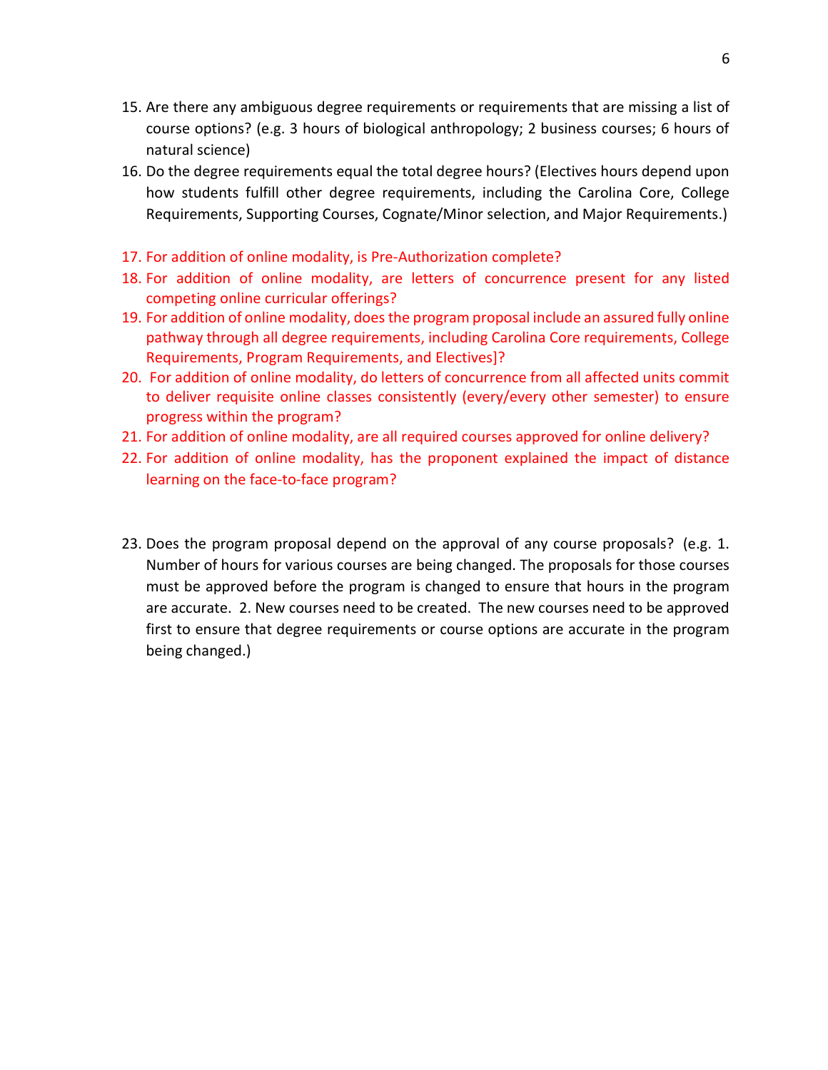15. Are there any ambiguous degree requirements or requirements that are missing a list of course options? (e.g. 3 hours of biological anthropology; 2 business courses; 6 hours of natural science)
16. Do the degree requirements equal the total degree hours? (Electives hours depend upon how students fulfill other degree requirements, including the Carolina Core, College Requirements, Supporting Courses, Cognate/Minor selection, and Major Requirements.)
17. For addition of online modality, is Pre-Authorization complete?
18. For addition of online modality, are letters of concurrence present for any listed competing online curricular offerings?
19. For addition of online modality, does the program proposal include an assured fully online pathway through all degree requirements, including Carolina Core requirements, College Requirements, Program Requirements, and Electives]?
20. For addition of online modality, do letters of concurrence from all affected units commit to deliver requisite online classes consistently (every/every other semester) to ensure progress within the program?
21. For addition of online modality, are all required courses approved for online delivery?
22. For addition of online modality, has the proponent explained the impact of distance learning on the face-to-face program?
23. Does the program proposal depend on the approval of any course proposals? (e.g. 1. Number of hours for various courses are being changed. The proposals for those courses must be approved before the program is changed to ensure that hours in the program are accurate. 2. New courses need to be created. The new courses need to be approved first to ensure that degree requirements or course options are accurate in the program being changed.)